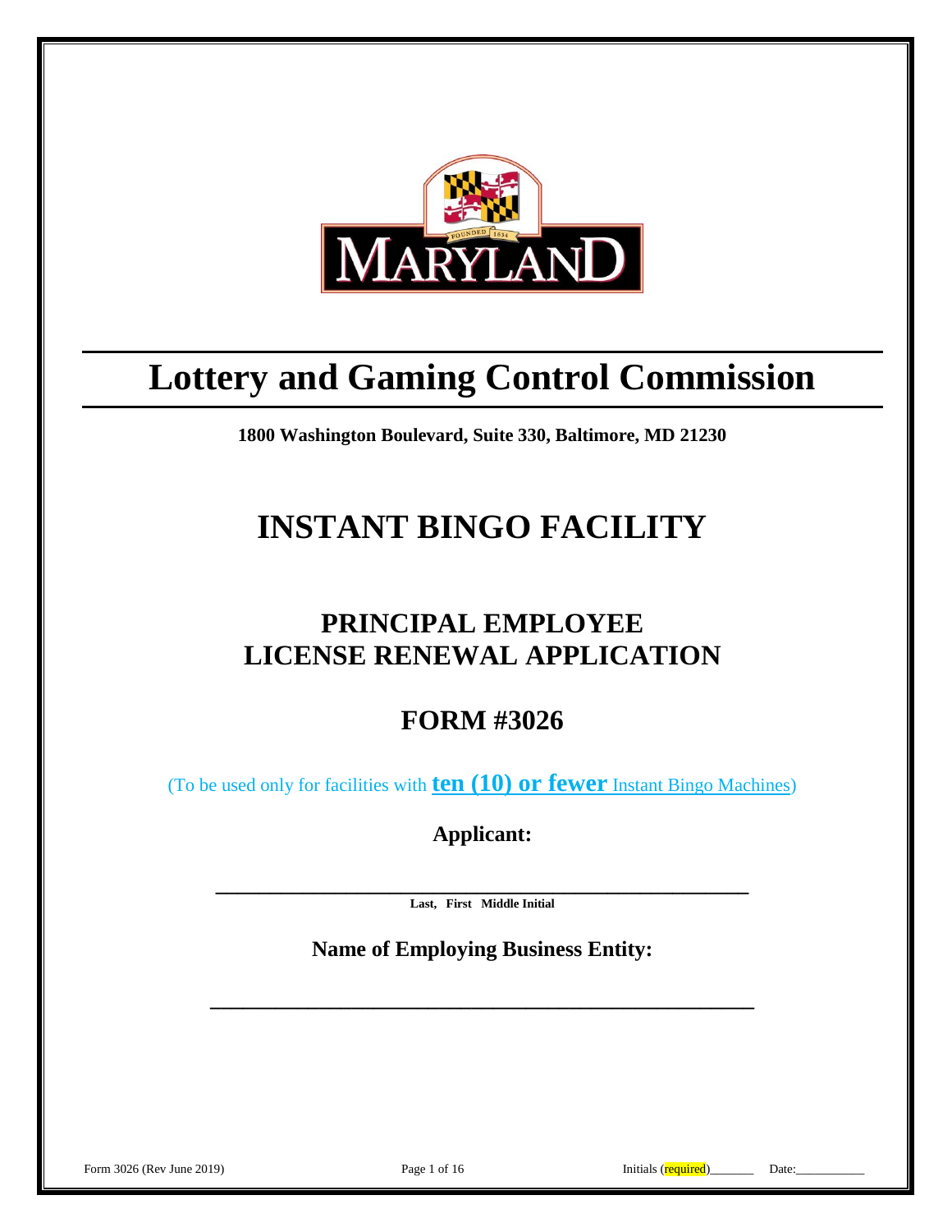# Lottery and Gaming Control Commission

**1800 Washington Boulevard, Suite 330, Baltimore, MD 21230**

# INSTANT BINGO FACILITY

## PRINCIPAL EMPLOYEE
## LICENSE RENEWAL APPLICATION

## FORM #3026

(To be used only for facilities with **ten (10) or fewer** Instant Bingo Machines)

**Applicant:**

\_\_\_\_\_\_\_\_\_\_\_\_\_\_\_\_\_\_\_\_\_\_\_\_\_\_\_\_\_\_\_\_\_\_\_\_\_\_\_\_\_\_\_\_\_\_\_\_\_\_\_\_

**Last, First Middle Initial**

**Name of Employing Business Entity:**

\_\_\_\_\_\_\_\_\_\_\_\_\_\_\_\_\_\_\_\_\_\_\_\_\_\_\_\_\_\_\_\_\_\_\_\_\_\_\_\_\_\_\_\_\_\_\_\_\_\_\_\_

Form 3026 (Rev June 2019) Initials (required)\_\_\_\_\_\_\_ Date:\_\_\_\_\_\_\_\_\_\_\_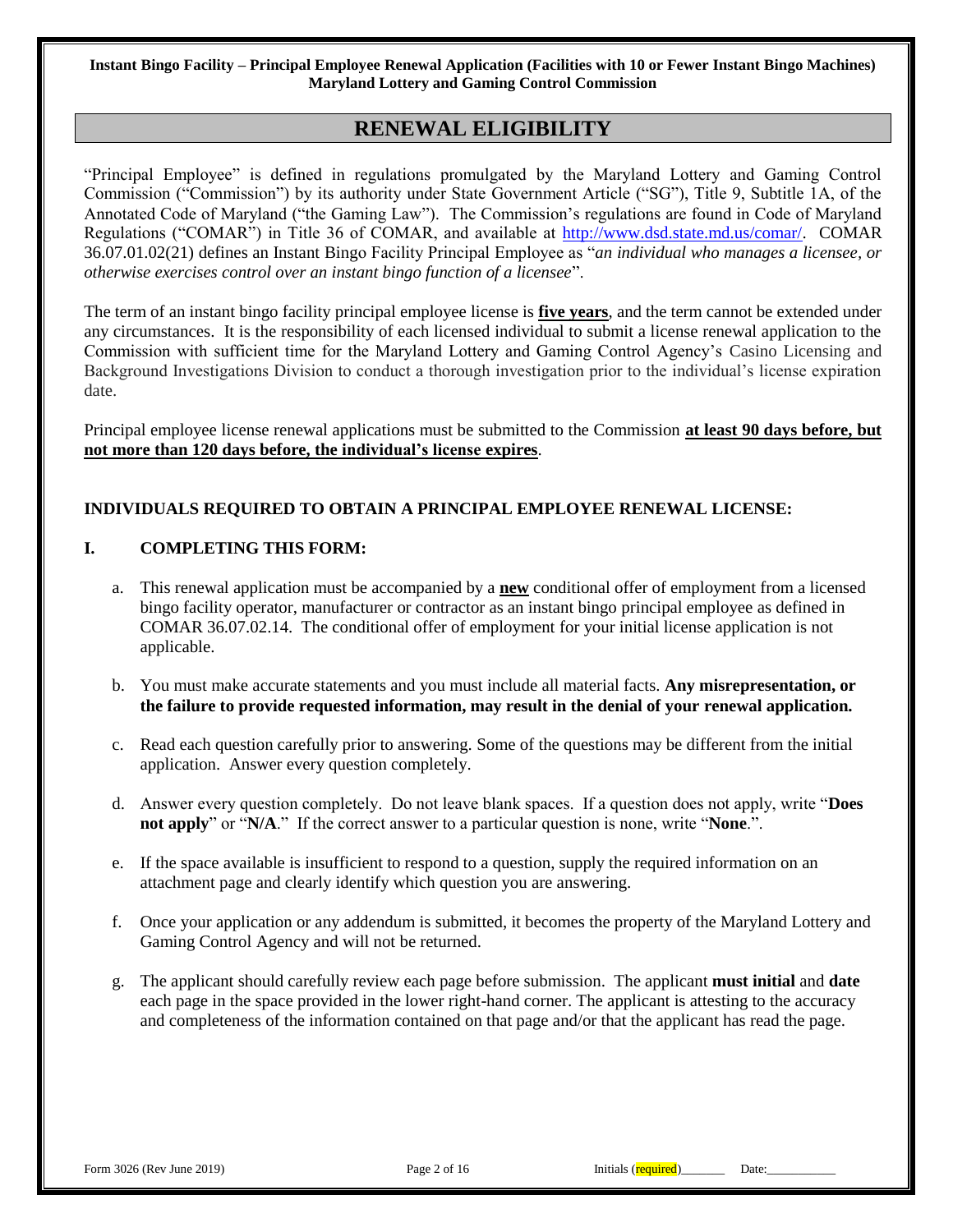# RENEWAL ELIGIBILITY

"Principal Employee" is defined in regulations promulgated by the Maryland Lottery and Gaming Control Commission ("Commission") by its authority under State Government Article ("SG"), Title 9, Subtitle 1A, of the Annotated Code of Maryland ("the Gaming Law"). The Commission's regulations are found in Code of Maryland Regulations ("COMAR") in Title 36 of COMAR, and available at http://www.dsd.state.md.us/comar/. COMAR 36.07.01.02(21) defines an Instant Bingo Facility Principal Employee as "*an individual who manages a licensee, or otherwise exercises control over an instant bingo function of a licensee*".

The term of an instant bingo facility principal employee license is **five years**, and the term cannot be extended under any circumstances. It is the responsibility of each licensed individual to submit a license renewal application to the Commission with sufficient time for the Maryland Lottery and Gaming Control Agency's Casino Licensing and Background Investigations Division to conduct a thorough investigation prior to the individual's license expiration date.

Principal employee license renewal applications must be submitted to the Commission **at least 90 days before, but not more than 120 days before, the individual's license expires**.

**INDIVIDUALS REQUIRED TO OBTAIN A PRINCIPAL EMPLOYEE RENEWAL LICENSE:**

**I. COMPLETING THIS FORM:**

a. This renewal application must be accompanied by a **new** conditional offer of employment from a licensed bingo facility operator, manufacturer or contractor as an instant bingo principal employee as defined in COMAR 36.07.02.14. The conditional offer of employment for your initial license application is not applicable.

b. You must make accurate statements and you must include all material facts. **Any misrepresentation, or the failure to provide requested information, may result in the denial of your renewal application.**

c. Read each question carefully prior to answering. Some of the questions may be different from the initial application. Answer every question completely.

d. Answer every question completely. Do not leave blank spaces. If a question does not apply, write "**Does not apply**" or "**N/A**." If the correct answer to a particular question is none, write "**None**.".

e. If the space available is insufficient to respond to a question, supply the required information on an attachment page and clearly identify which question you are answering.

f. Once your application or any addendum is submitted, it becomes the property of the Maryland Lottery and Gaming Control Agency and will not be returned.

g. The applicant should carefully review each page before submission. The applicant **must initial** and **date** each page in the space provided in the lower right-hand corner. The applicant is attesting to the accuracy and completeness of the information contained on that page and/or that the applicant has read the page.

Initials (required)_______ Date:___________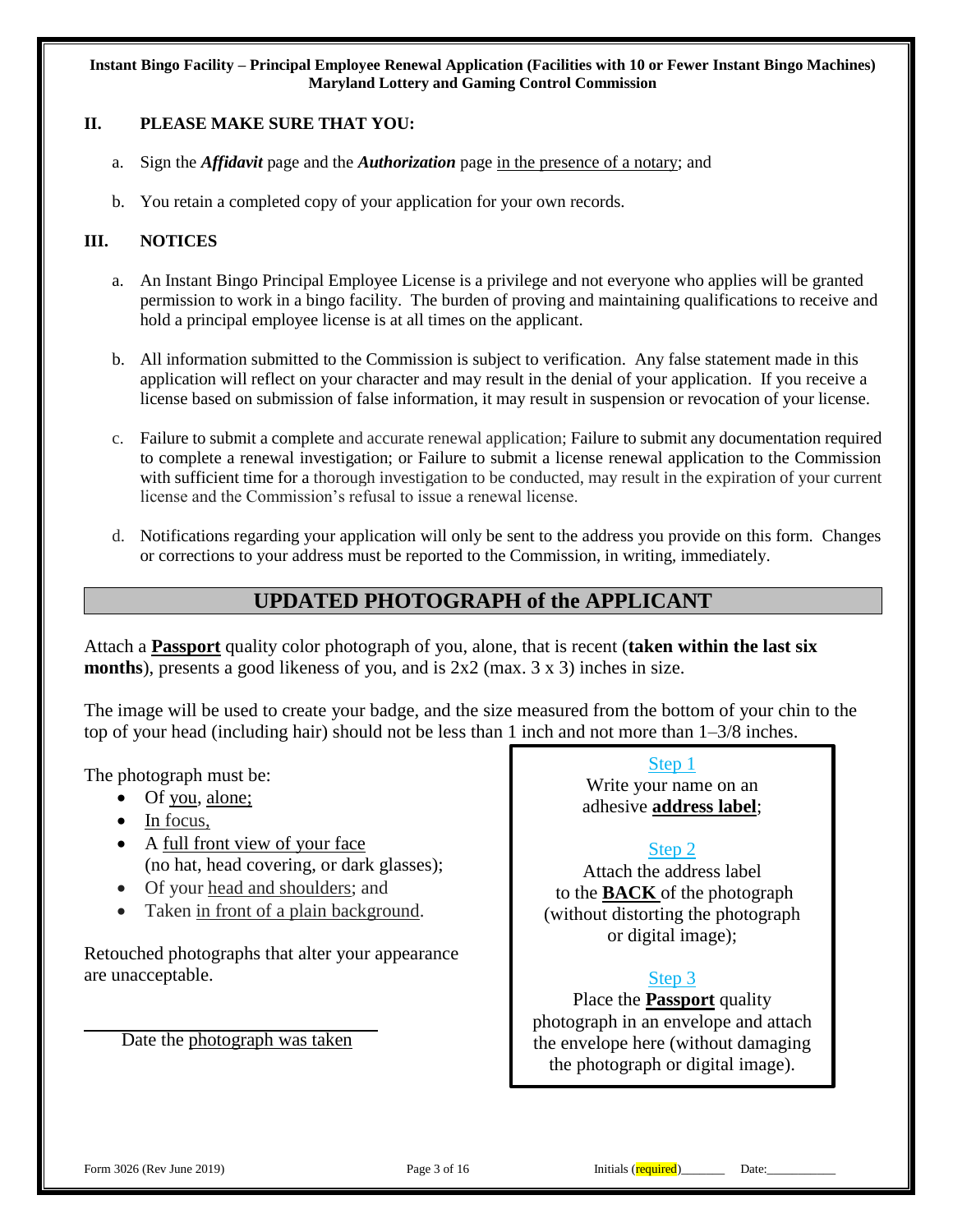## II. PLEASE MAKE SURE THAT YOU:

a. Sign the ***Affidavit*** page and the ***Authorization*** page in the presence of a notary; and

b. You retain a completed copy of your application for your own records.

## III. NOTICES

a. An Instant Bingo Principal Employee License is a privilege and not everyone who applies will be granted permission to work in a bingo facility. The burden of proving and maintaining qualifications to receive and hold a principal employee license is at all times on the applicant.

b. All information submitted to the Commission is subject to verification. Any false statement made in this application will reflect on your character and may result in the denial of your application. If you receive a license based on submission of false information, it may result in suspension or revocation of your license.

c. Failure to submit a complete and accurate renewal application; Failure to submit any documentation required to complete a renewal investigation; or Failure to submit a license renewal application to the Commission with sufficient time for a thorough investigation to be conducted, may result in the expiration of your current license and the Commission's refusal to issue a renewal license.

d. Notifications regarding your application will only be sent to the address you provide on this form. Changes or corrections to your address must be reported to the Commission, in writing, immediately.

## UPDATED PHOTOGRAPH of the APPLICANT

Attach a **Passport** quality color photograph of you, alone, that is recent (**taken within the last six months**), presents a good likeness of you, and is 2x2 (max. 3 x 3) inches in size.

The image will be used to create your badge, and the size measured from the bottom of your chin to the top of your head (including hair) should not be less than 1 inch and not more than 1–3/8 inches.

The photograph must be:

- Of you, alone;
- In focus,
- A full front view of your face (no hat, head covering, or dark glasses);
- Of your head and shoulders; and
- Taken in front of a plain background.

Retouched photographs that alter your appearance are unacceptable.

\_\_\_\_\_\_\_\_\_\_\_\_\_\_\_\_\_\_\_\_\_\_\_\_\_\_\_\_

Date the photograph was taken

Step 1
Write your name on an adhesive **address label**;

Step 2
Attach the address label to the **BACK** of the photograph (without distorting the photograph or digital image);

Step 3
Place the **Passport** quality photograph in an envelope and attach the envelope here (without damaging the photograph or digital image).

Initials (required)\_\_\_\_\_\_\_ Date:\_\_\_\_\_\_\_\_\_\_\_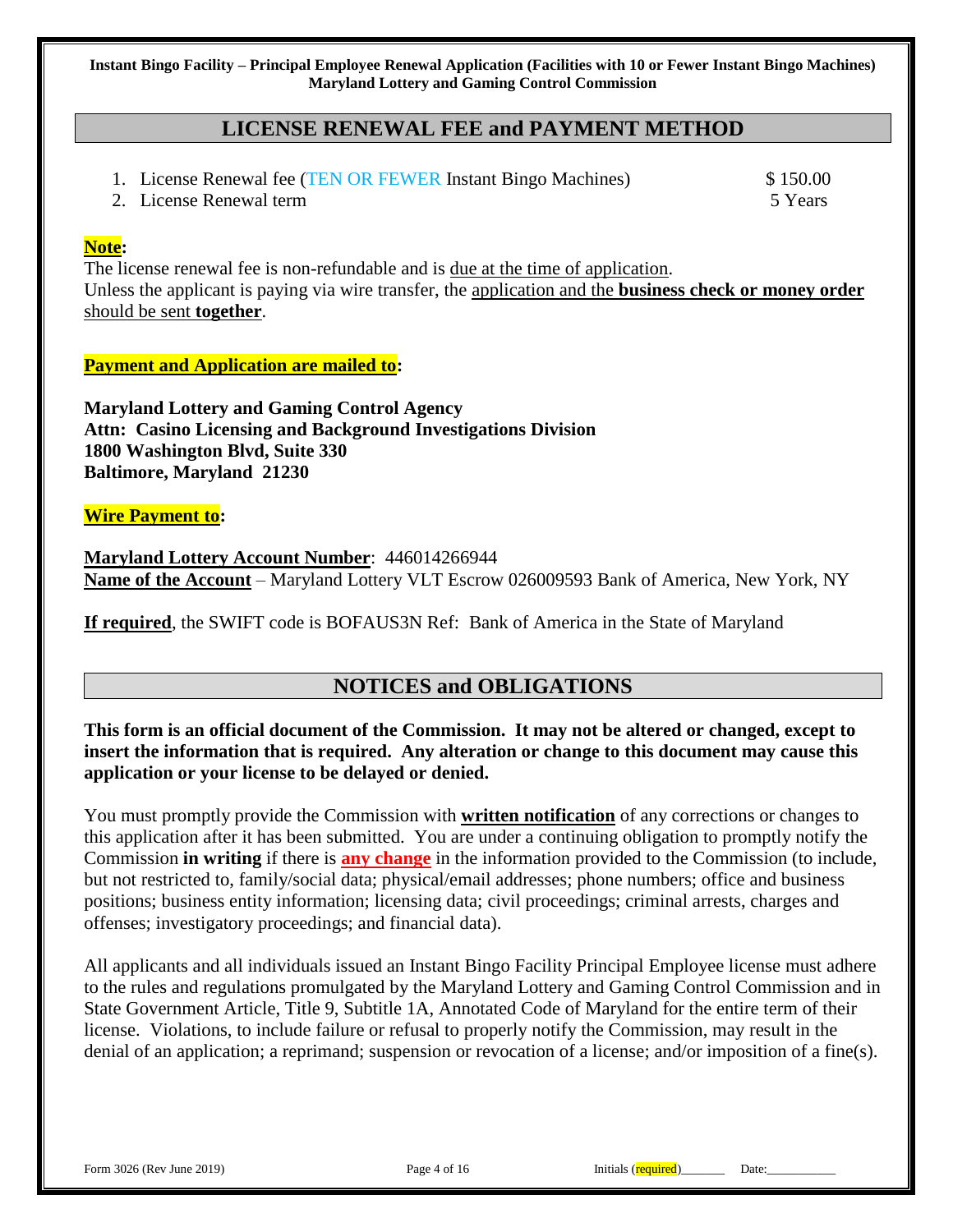## LICENSE RENEWAL FEE and PAYMENT METHOD

1. License Renewal fee (TEN OR FEWER Instant Bingo Machines) $ 150.00
2. License Renewal term 5 Years

**Note:**

The license renewal fee is non-refundable and is due at the time of application.
Unless the applicant is paying via wire transfer, the application and the **business check or money order** should be sent **together**.

**Payment and Application are mailed to:**

**Maryland Lottery and Gaming Control Agency**
**Attn: Casino Licensing and Background Investigations Division**
**1800 Washington Blvd, Suite 330**
**Baltimore, Maryland 21230**

**Wire Payment to:**

**Maryland Lottery Account Number**: 446014266944
**Name of the Account** – Maryland Lottery VLT Escrow 026009593 Bank of America, New York, NY

**If required**, the SWIFT code is BOFAUS3N Ref: Bank of America in the State of Maryland

## NOTICES and OBLIGATIONS

**This form is an official document of the Commission. It may not be altered or changed, except to insert the information that is required. Any alteration or change to this document may cause this application or your license to be delayed or denied.**

You must promptly provide the Commission with **written notification** of any corrections or changes to this application after it has been submitted. You are under a continuing obligation to promptly notify the Commission **in writing** if there is **any change** in the information provided to the Commission (to include, but not restricted to, family/social data; physical/email addresses; phone numbers; office and business positions; business entity information; licensing data; civil proceedings; criminal arrests, charges and offenses; investigatory proceedings; and financial data).

All applicants and all individuals issued an Instant Bingo Facility Principal Employee license must adhere to the rules and regulations promulgated by the Maryland Lottery and Gaming Control Commission and in State Government Article, Title 9, Subtitle 1A, Annotated Code of Maryland for the entire term of their license. Violations, to include failure or refusal to properly notify the Commission, may result in the denial of an application; a reprimand; suspension or revocation of a license; and/or imposition of a fine(s).

Initials (required)_______ Date:___________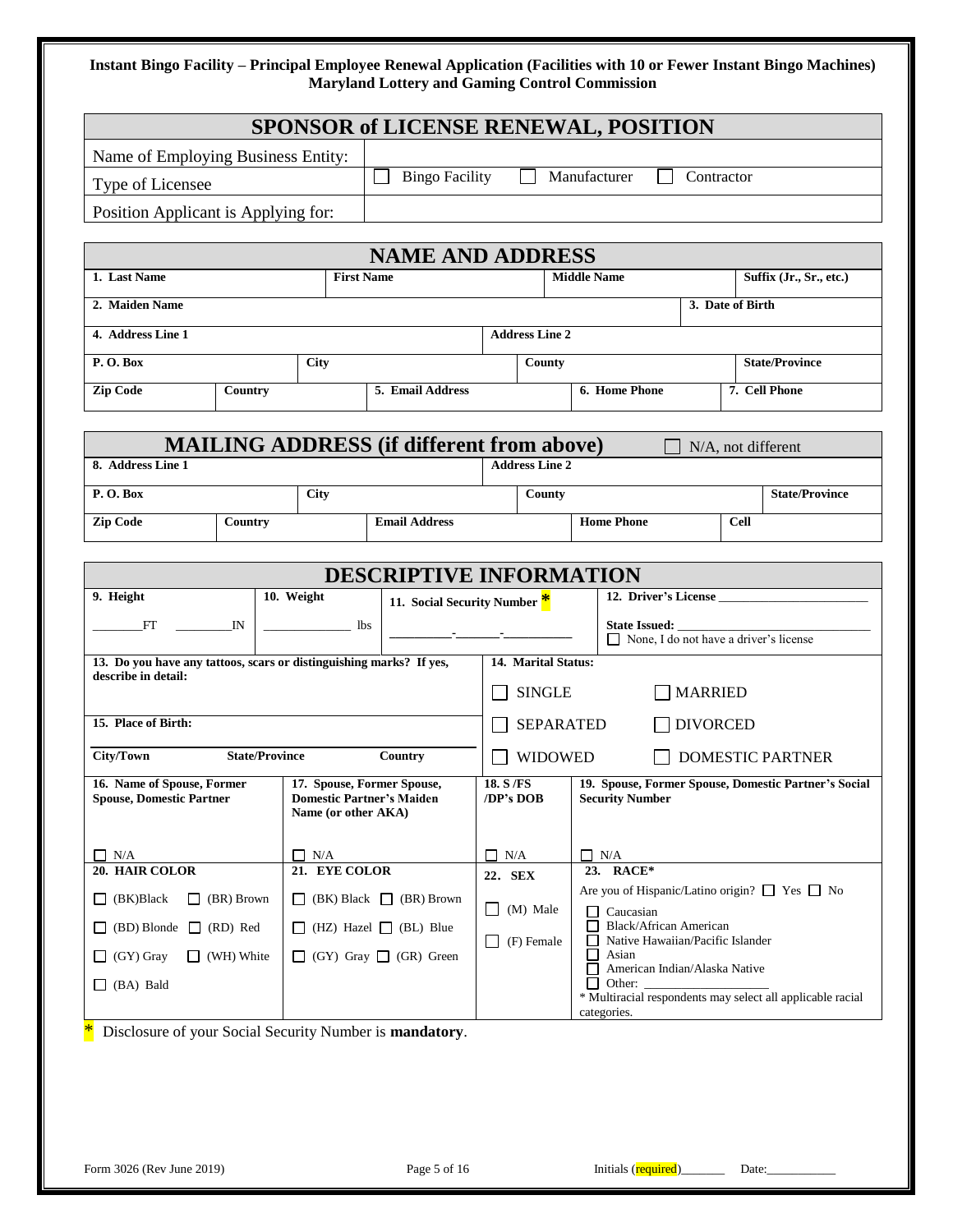**Instant Bingo Facility – Principal Employee Renewal Application (Facilities with 10 or Fewer Instant Bingo Machines)**
**Maryland Lottery and Gaming Control Commission**

## SPONSOR of LICENSE RENEWAL, POSITION

| | |
|---|---|
| Name of Employing Business Entity: | |
| Type of Licensee | ☐ Bingo Facility ☐ Manufacturer ☐ Contractor |
| Position Applicant is Applying for: | |

## NAME AND ADDRESS

| | | | |
|---|---|---|---|
| **1. Last Name** | **First Name** | **Middle Name** | **Suffix (Jr., Sr., etc.)** |
| **2. Maiden Name** | | | **3. Date of Birth** |
| **4. Address Line 1** | | **Address Line 2** | |
| **P. O. Box** | **City** | **County** | **State/Province** |
| **Zip Code** | **Country** | **5. Email Address** | **6. Home Phone** | **7. Cell Phone** |

## MAILING ADDRESS (if different from above)

☐ N/A, not different

| | | | |
|---|---|---|---|
| **8. Address Line 1** | | **Address Line 2** | |
| **P. O. Box** | **City** | **County** | **State/Province** |
| **Zip Code** | **Country** | **Email Address** | **Home Phone** | **Cell** |

## DESCRIPTIVE INFORMATION

| | | | |
|---|---|---|---|
| **9. Height** ________FT ________IN | **10. Weight** ____________ lbs | **11. Social Security Number** * _________-_______-_________ | **12. Driver's License** ______________________ **State Issued:** ______________________ ☐ None, I do not have a driver's license |

| | |
|---|---|
| **13. Do you have any tattoos, scars or distinguishing marks? If yes, describe in detail:** | **14. Marital Status:** ☐ SINGLE ☐ MARRIED ☐ SEPARATED ☐ DIVORCED ☐ WIDOWED ☐ DOMESTIC PARTNER |
| **15. Place of Birth:** **City/Town** **State/Province** **Country** | |

| | | | |
|---|---|---|---|
| **16. Name of Spouse, Former Spouse, Domestic Partner** ☐ N/A | **17. Spouse, Former Spouse, Domestic Partner's Maiden Name (or other AKA)** ☐ N/A | **18. S /FS /DP's DOB** ☐ N/A | **19. Spouse, Former Spouse, Domestic Partner's Social Security Number** ☐ N/A |
| **20. HAIR COLOR** ☐ (BK)Black ☐ (BR) Brown ☐ (BD) Blonde ☐ (RD) Red ☐ (GY) Gray ☐ (WH) White ☐ (BA) Bald | **21. EYE COLOR** ☐ (BK) Black ☐ (BR) Brown ☐ (HZ) Hazel ☐ (BL) Blue ☐ (GY) Gray ☐ (GR) Green | **22. SEX** ☐ (M) Male ☐ (F) Female | **23. RACE*** Are you of Hispanic/Latino origin? ☐ Yes ☐ No ☐ Caucasian ☐ Black/African American ☐ Native Hawaiian/Pacific Islander ☐ Asian ☐ American Indian/Alaska Native ☐ Other: ________________ * Multiracial respondents may select all applicable racial categories. |

\* Disclosure of your Social Security Number is **mandatory**.

Form 3026 (Rev June 2019) Initials (required)_______ Date:___________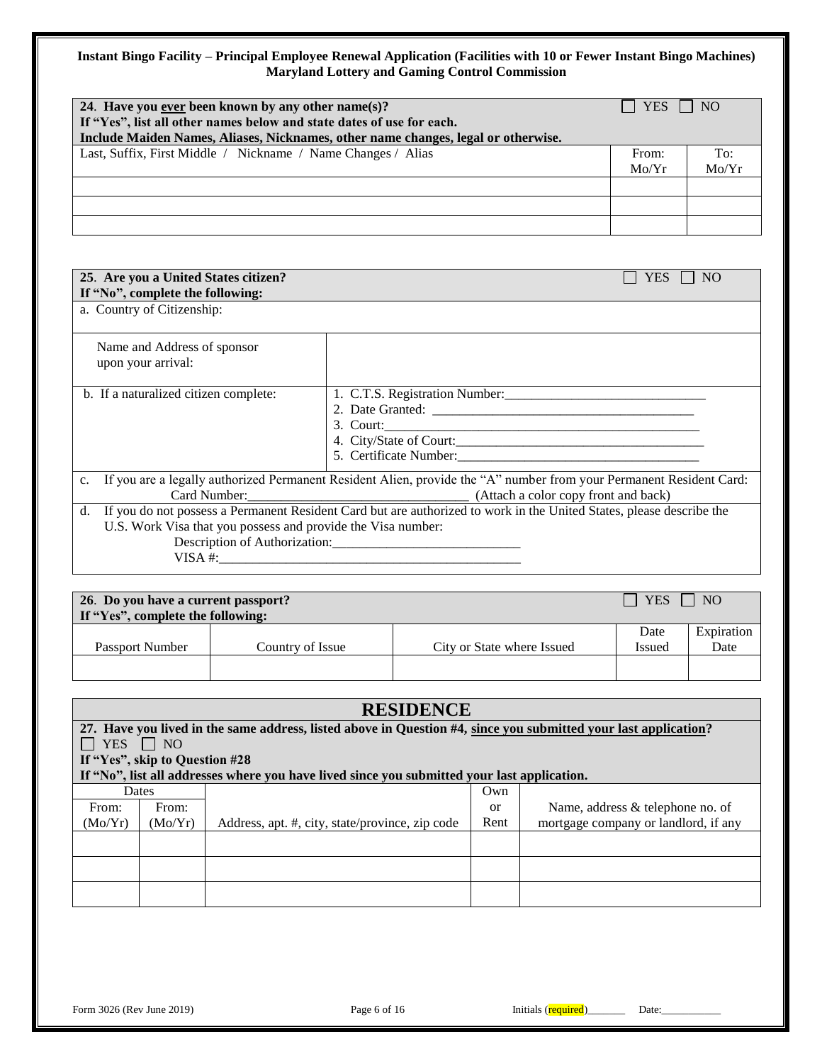**Instant Bingo Facility – Principal Employee Renewal Application (Facilities with 10 or Fewer Instant Bingo Machines)**
**Maryland Lottery and Gaming Control Commission**

| **24. Have you ever been known by any other name(s)?** **If "Yes", list all other names below and state dates of use for each.** **Include Maiden Names, Aliases, Nicknames, other name changes, legal or otherwise.** | ☐ YES | ☐ NO |
|---|---|---|
| Last, Suffix, First Middle / Nickname / Name Changes / Alias | From: Mo/Yr | To: Mo/Yr |
| | | |
| | | |
| | | |

| **25. Are you a United States citizen?** **If "No", complete the following:** | ☐ YES ☐ NO |
|---|---|
| a. Country of Citizenship: | |
| Name and Address of sponsor upon your arrival: | |
| b. If a naturalized citizen complete: | 1. C.T.S. Registration Number:______________________________ 2. Date Granted: _______________________________________ 3. Court:_________________________________________________ 4. City/State of Court:____________________________________ 5. Certificate Number:____________________________________ |
| c. If you are a legally authorized Permanent Resident Alien, provide the "A" number from your Permanent Resident Card: Card Number:_________________________________ (Attach a color copy front and back) | |
| d. If you do not possess a Permanent Resident Card but are authorized to work in the United States, please describe the U.S. Work Visa that you possess and provide the Visa number: Description of Authorization:___________________________ VISA #:_____________________________________________ | |

| **26. Do you have a current passport?** **If "Yes", complete the following:** | | | ☐ YES | ☐ NO |
|---|---|---|---|---|
| Passport Number | Country of Issue | City or State where Issued | Date Issued | Expiration Date |
| | | | | |

## RESIDENCE

**27. Have you lived in the same address, listed above in Question #4, since you submitted your last application?**
☐ YES ☐ NO
**If "Yes", skip to Question #28**
**If "No", list all addresses where you have lived since you submitted your last application.**

| Dates From: (Mo/Yr) | From: (Mo/Yr) | Address, apt. #, city, state/province, zip code | Own or Rent | Name, address & telephone no. of mortgage company or landlord, if any |
|---|---|---|---|---|
| | | | | |
| | | | | |
| | | | | |

Initials (required)_______ Date:___________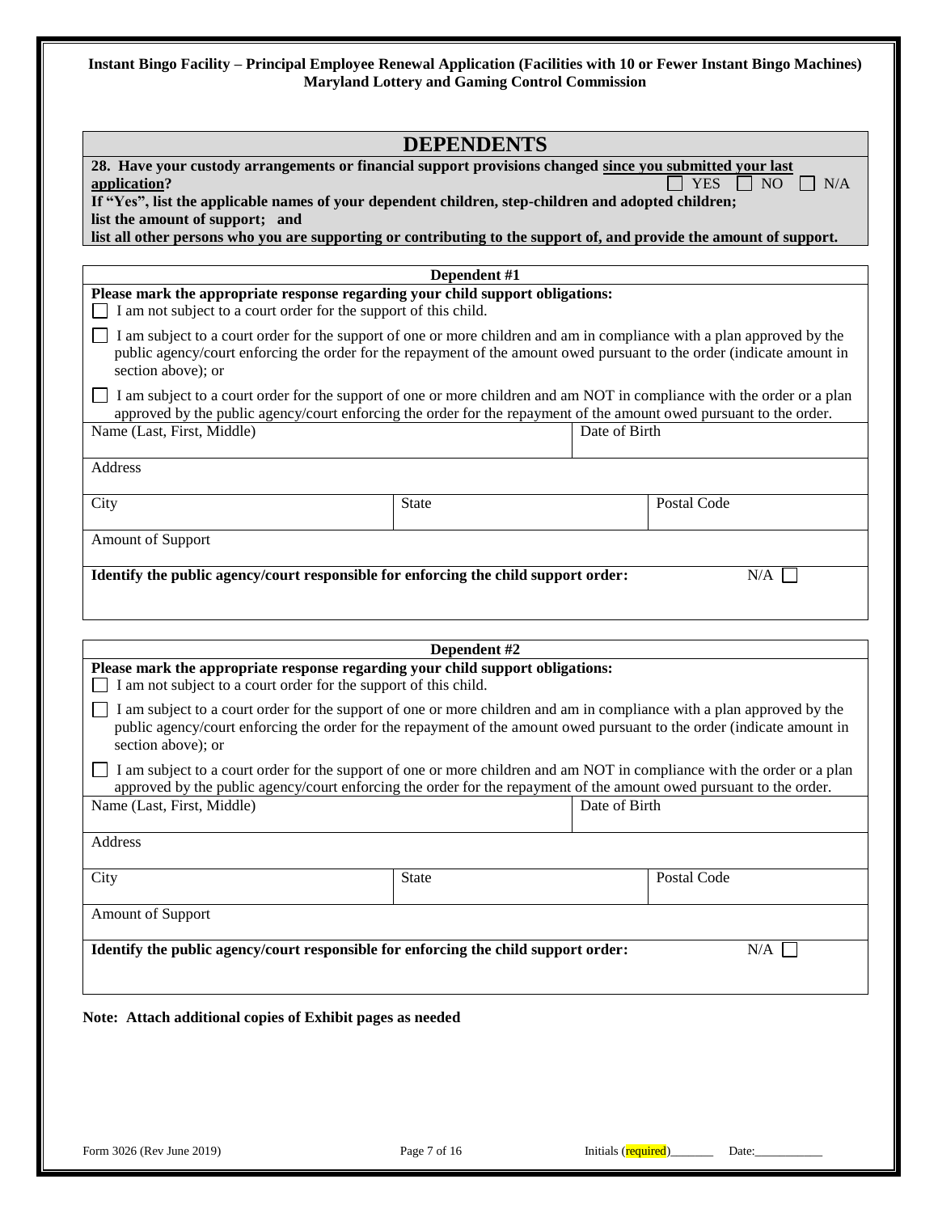**Instant Bingo Facility – Principal Employee Renewal Application (Facilities with 10 or Fewer Instant Bingo Machines)**
**Maryland Lottery and Gaming Control Commission**

## DEPENDENTS

**28. Have your custody arrangements or financial support provisions changed since you submitted your last application?** ☐ YES ☐ NO ☐ N/A

**If "Yes", list the applicable names of your dependent children, step-children and adopted children; list the amount of support; and**
**list all other persons who you are supporting or contributing to the support of, and provide the amount of support.**

### Dependent #1

**Please mark the appropriate response regarding your child support obligations:**

☐ I am not subject to a court order for the support of this child.

☐ I am subject to a court order for the support of one or more children and am in compliance with a plan approved by the public agency/court enforcing the order for the repayment of the amount owed pursuant to the order (indicate amount in section above); or

☐ I am subject to a court order for the support of one or more children and am NOT in compliance with the order or a plan approved by the public agency/court enforcing the order for the repayment of the amount owed pursuant to the order.

| Name (Last, First, Middle) | | Date of Birth |
|---|---|---|
| Address | | |
| City | State | Postal Code |
| Amount of Support | | |

**Identify the public agency/court responsible for enforcing the child support order:** N/A ☐

### Dependent #2

**Please mark the appropriate response regarding your child support obligations:**

☐ I am not subject to a court order for the support of this child.

☐ I am subject to a court order for the support of one or more children and am in compliance with a plan approved by the public agency/court enforcing the order for the repayment of the amount owed pursuant to the order (indicate amount in section above); or

☐ I am subject to a court order for the support of one or more children and am NOT in compliance with the order or a plan approved by the public agency/court enforcing the order for the repayment of the amount owed pursuant to the order.

| Name (Last, First, Middle) | | Date of Birth |
|---|---|---|
| Address | | |
| City | State | Postal Code |
| Amount of Support | | |

**Identify the public agency/court responsible for enforcing the child support order:** N/A ☐

**Note: Attach additional copies of Exhibit pages as needed**

Form 3026 (Rev June 2019) Initials (required)_______ Date:___________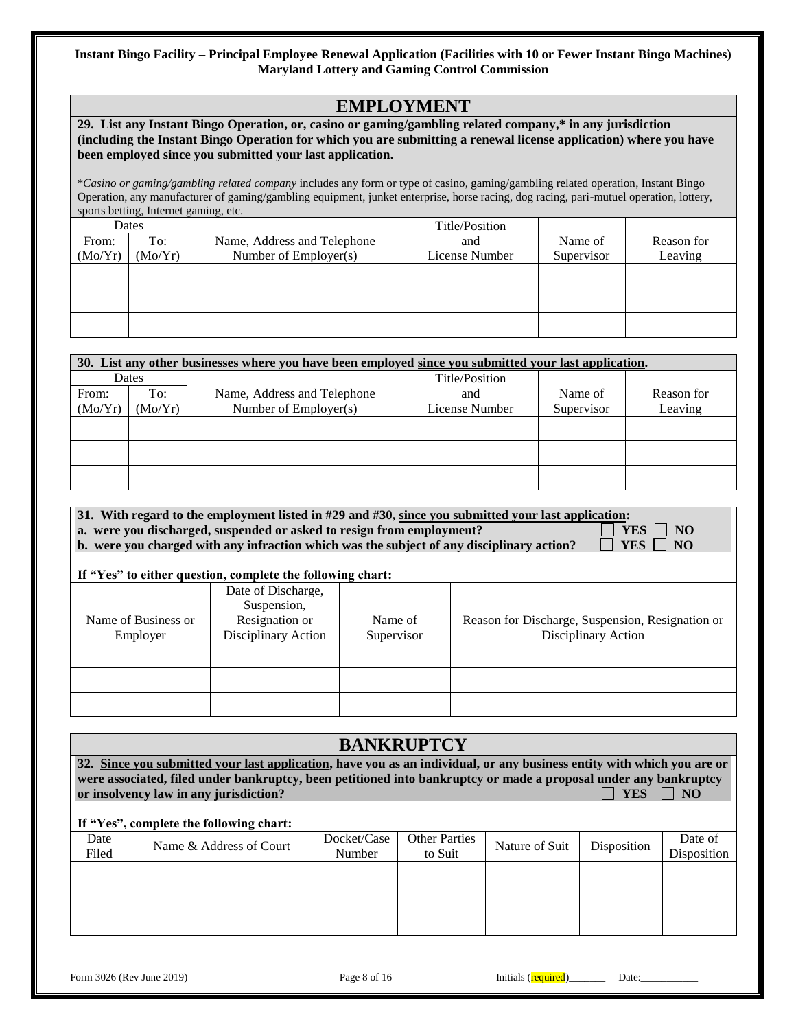**Instant Bingo Facility – Principal Employee Renewal Application (Facilities with 10 or Fewer Instant Bingo Machines)**
**Maryland Lottery and Gaming Control Commission**

## EMPLOYMENT

**29. List any Instant Bingo Operation, or, casino or gaming/gambling related company,\* in any jurisdiction (including the Instant Bingo Operation for which you are submitting a renewal license application) where you have been employed since you submitted your last application.**

\**Casino or gaming/gambling related company* includes any form or type of casino, gaming/gambling related operation, Instant Bingo Operation, any manufacturer of gaming/gambling equipment, junket enterprise, horse racing, dog racing, pari-mutuel operation, lottery, sports betting, Internet gaming, etc.

| Dates | | Name, Address and Telephone Number of Employer(s) | Title/Position and License Number | Name of Supervisor | Reason for Leaving |
|---|---|---|---|---|---|
| From: (Mo/Yr) | To: (Mo/Yr) | | | | |
| | | | | | |
| | | | | | |
| | | | | | |

**30. List any other businesses where you have been employed since you submitted your last application.**

| Dates | | Name, Address and Telephone Number of Employer(s) | Title/Position and License Number | Name of Supervisor | Reason for Leaving |
|---|---|---|---|---|---|
| From: (Mo/Yr) | To: (Mo/Yr) | | | | |
| | | | | | |
| | | | | | |
| | | | | | |

**31. With regard to the employment listed in #29 and #30, since you submitted your last application:**
**a. were you discharged, suspended or asked to resign from employment?** ☐ YES ☐ NO
**b. were you charged with any infraction which was the subject of any disciplinary action?** ☐ YES ☐ NO

**If "Yes" to either question, complete the following chart:**

| Name of Business or Employer | Date of Discharge, Suspension, Resignation or Disciplinary Action | Name of Supervisor | Reason for Discharge, Suspension, Resignation or Disciplinary Action |
|---|---|---|---|
| | | | |
| | | | |
| | | | |

## BANKRUPTCY

**32. Since you submitted your last application, have you as an individual, or any business entity with which you are or were associated, filed under bankruptcy, been petitioned into bankruptcy or made a proposal under any bankruptcy or insolvency law in any jurisdiction?** ☐ YES ☐ NO

**If "Yes", complete the following chart:**

| Date Filed | Name & Address of Court | Docket/Case Number | Other Parties to Suit | Nature of Suit | Disposition | Date of Disposition |
|---|---|---|---|---|---|---|
| | | | | | | |
| | | | | | | |
| | | | | | | |

Form 3026 (Rev June 2019) Initials (required)_______ Date:___________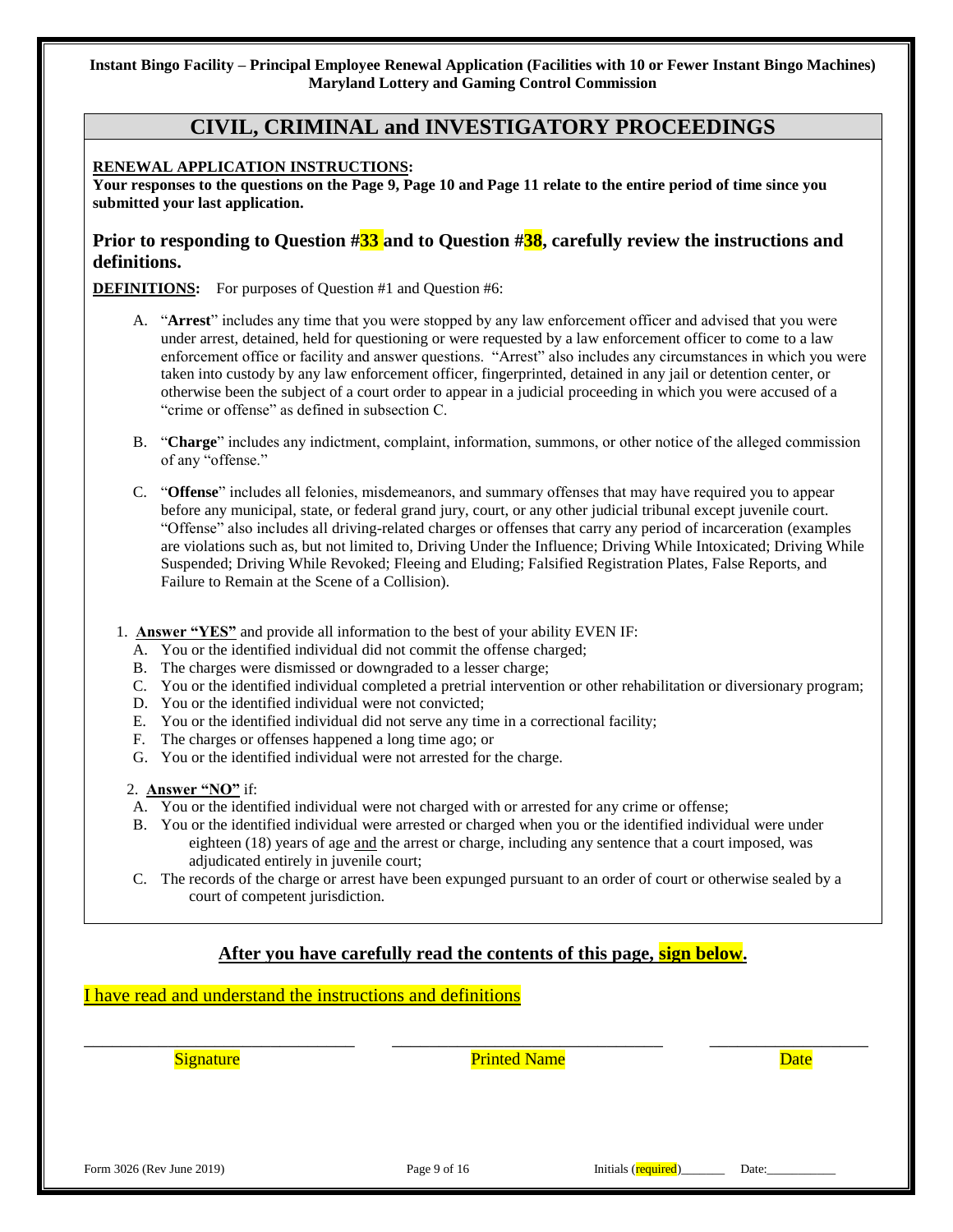# CIVIL, CRIMINAL and INVESTIGATORY PROCEEDINGS

**RENEWAL APPLICATION INSTRUCTIONS:**

**Your responses to the questions on the Page 9, Page 10 and Page 11 relate to the entire period of time since you submitted your last application.**

## Prior to responding to Question #33 and to Question #38, carefully review the instructions and definitions.

**DEFINITIONS:** For purposes of Question #1 and Question #6:

A. "**Arrest**" includes any time that you were stopped by any law enforcement officer and advised that you were under arrest, detained, held for questioning or were requested by a law enforcement officer to come to a law enforcement office or facility and answer questions. "Arrest" also includes any circumstances in which you were taken into custody by any law enforcement officer, fingerprinted, detained in any jail or detention center, or otherwise been the subject of a court order to appear in a judicial proceeding in which you were accused of a "crime or offense" as defined in subsection C.

B. "**Charge**" includes any indictment, complaint, information, summons, or other notice of the alleged commission of any "offense."

C. "**Offense**" includes all felonies, misdemeanors, and summary offenses that may have required you to appear before any municipal, state, or federal grand jury, court, or any other judicial tribunal except juvenile court. "Offense" also includes all driving-related charges or offenses that carry any period of incarceration (examples are violations such as, but not limited to, Driving Under the Influence; Driving While Intoxicated; Driving While Suspended; Driving While Revoked; Fleeing and Eluding; Falsified Registration Plates, False Reports, and Failure to Remain at the Scene of a Collision).

1. **Answer "YES"** and provide all information to the best of your ability EVEN IF:
   - A. You or the identified individual did not commit the offense charged;
   - B. The charges were dismissed or downgraded to a lesser charge;
   - C. You or the identified individual completed a pretrial intervention or other rehabilitation or diversionary program;
   - D. You or the identified individual were not convicted;
   - E. You or the identified individual did not serve any time in a correctional facility;
   - F. The charges or offenses happened a long time ago; or
   - G. You or the identified individual were not arrested for the charge.

2. **Answer "NO"** if:
   - A. You or the identified individual were not charged with or arrested for any crime or offense;
   - B. You or the identified individual were arrested or charged when you or the identified individual were under eighteen (18) years of age and the arrest or charge, including any sentence that a court imposed, was adjudicated entirely in juvenile court;
   - C. The records of the charge or arrest have been expunged pursuant to an order of court or otherwise sealed by a court of competent jurisdiction.

### After you have carefully read the contents of this page, sign below.

I have read and understand the instructions and definitions

| Signature | Printed Name | Date |
|---|---|---|
| | | |

Form 3026 (Rev June 2019)

Initials (required)_______ Date:___________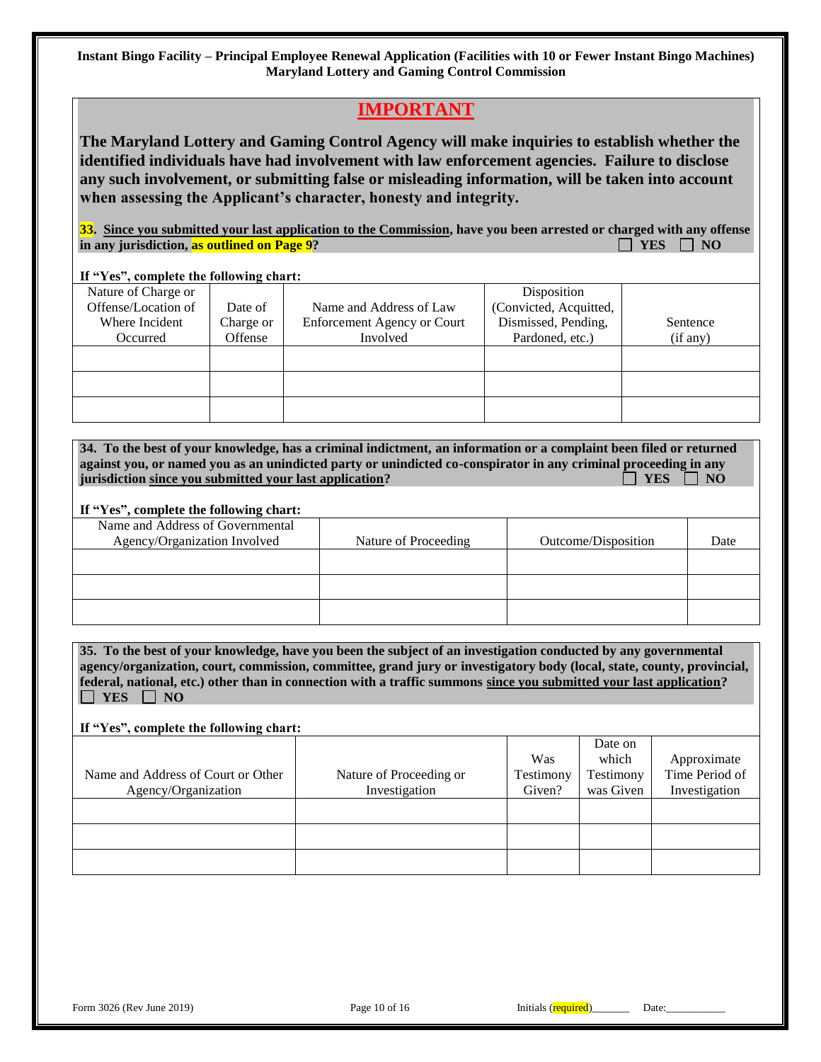**Instant Bingo Facility – Principal Employee Renewal Application (Facilities with 10 or Fewer Instant Bingo Machines)**
**Maryland Lottery and Gaming Control Commission**

## IMPORTANT

**The Maryland Lottery and Gaming Control Agency will make inquiries to establish whether the identified individuals have had involvement with law enforcement agencies. Failure to disclose any such involvement, or submitting false or misleading information, will be taken into account when assessing the Applicant's character, honesty and integrity.**

**33. Since you submitted your last application to the Commission, have you been arrested or charged with any offense in any jurisdiction, as outlined on Page 9?** ☐ **YES** ☐ **NO**

**If "Yes", complete the following chart:**

| Nature of Charge or Offense/Location of Where Incident Occurred | Date of Charge or Offense | Name and Address of Law Enforcement Agency or Court Involved | Disposition (Convicted, Acquitted, Dismissed, Pending, Pardoned, etc.) | Sentence (if any) |
|---|---|---|---|---|
| | | | | |
| | | | | |
| | | | | |

**34. To the best of your knowledge, has a criminal indictment, an information or a complaint been filed or returned against you, or named you as an unindicted party or unindicted co-conspirator in any criminal proceeding in any jurisdiction since you submitted your last application?** ☐ **YES** ☐ **NO**

**If "Yes", complete the following chart:**

| Name and Address of Governmental Agency/Organization Involved | Nature of Proceeding | Outcome/Disposition | Date |
|---|---|---|---|
| | | | |
| | | | |
| | | | |

**35. To the best of your knowledge, have you been the subject of an investigation conducted by any governmental agency/organization, court, commission, committee, grand jury or investigatory body (local, state, county, provincial, federal, national, etc.) other than in connection with a traffic summons since you submitted your last application?**
☐ **YES** ☐ **NO**

**If "Yes", complete the following chart:**

| Name and Address of Court or Other Agency/Organization | Nature of Proceeding or Investigation | Was Testimony Given? | Date on which Testimony was Given | Approximate Time Period of Investigation |
|---|---|---|---|---|
| | | | | |
| | | | | |
| | | | | |

Form 3026 (Rev June 2019) Initials (required)\_\_\_\_\_\_\_ Date:\_\_\_\_\_\_\_\_\_\_\_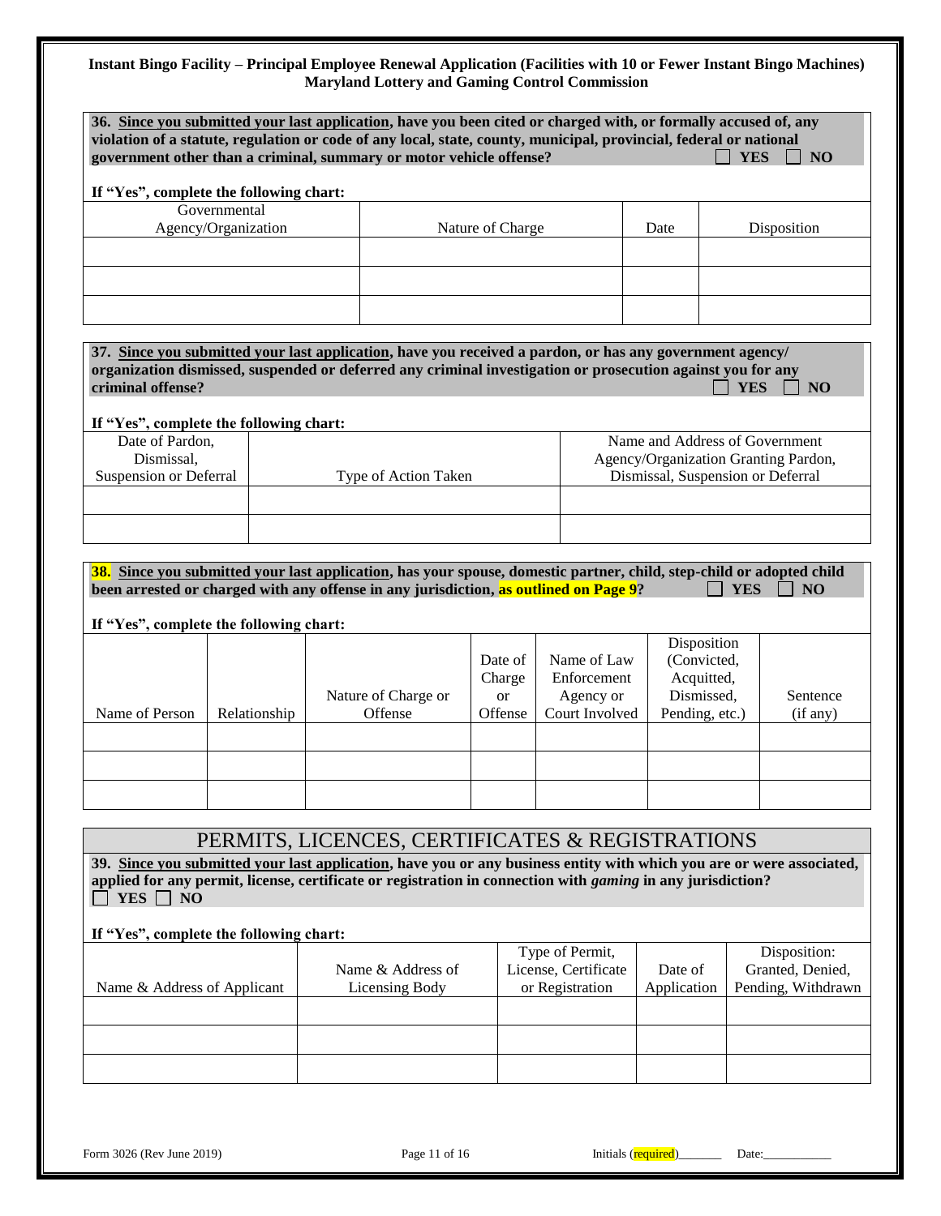**Instant Bingo Facility – Principal Employee Renewal Application (Facilities with 10 or Fewer Instant Bingo Machines)**
**Maryland Lottery and Gaming Control Commission**

**36. Since you submitted your last application, have you been cited or charged with, or formally accused of, any violation of a statute, regulation or code of any local, state, county, municipal, provincial, federal or national government other than a criminal, summary or motor vehicle offense?** ☐ **YES** ☐ **NO**

**If "Yes", complete the following chart:**

| Governmental Agency/Organization | Nature of Charge | Date | Disposition |
|---|---|---|---|
| | | | |
| | | | |
| | | | |

**37. Since you submitted your last application, have you received a pardon, or has any government agency/ organization dismissed, suspended or deferred any criminal investigation or prosecution against you for any criminal offense?** ☐ **YES** ☐ **NO**

**If "Yes", complete the following chart:**

| Date of Pardon, Dismissal, Suspension or Deferral | Type of Action Taken | Name and Address of Government Agency/Organization Granting Pardon, Dismissal, Suspension or Deferral |
|---|---|---|
| | | |
| | | |

**38. Since you submitted your last application, has your spouse, domestic partner, child, step-child or adopted child been arrested or charged with any offense in any jurisdiction, as outlined on Page 9?** ☐ **YES** ☐ **NO**

**If "Yes", complete the following chart:**

| Name of Person | Relationship | Nature of Charge or Offense | Date of Charge or Offense | Name of Law Enforcement Agency or Court Involved | Disposition (Convicted, Acquitted, Dismissed, Pending, etc.) | Sentence (if any) |
|---|---|---|---|---|---|---|
| | | | | | | |
| | | | | | | |
| | | | | | | |

## PERMITS, LICENCES, CERTIFICATES & REGISTRATIONS

**39. Since you submitted your last application, have you or any business entity with which you are or were associated, applied for any permit, license, certificate or registration in connection with *gaming* in any jurisdiction?**
☐ **YES** ☐ **NO**

**If "Yes", complete the following chart:**

| Name & Address of Applicant | Name & Address of Licensing Body | Type of Permit, License, Certificate or Registration | Date of Application | Disposition: Granted, Denied, Pending, Withdrawn |
|---|---|---|---|---|
| | | | | |
| | | | | |
| | | | | |

Form 3026 (Rev June 2019) Initials (required)_______ Date:___________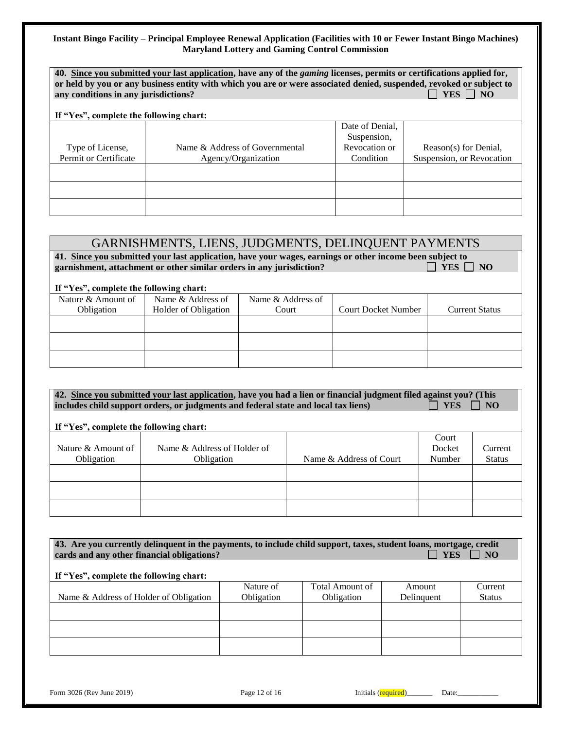**Instant Bingo Facility – Principal Employee Renewal Application (Facilities with 10 or Fewer Instant Bingo Machines)**
**Maryland Lottery and Gaming Control Commission**

**40. Since you submitted your last application, have any of the *gaming* licenses, permits or certifications applied for, or held by you or any business entity with which you are or were associated denied, suspended, revoked or subject to any conditions in any jurisdictions?** ☐ YES ☐ NO

**If "Yes", complete the following chart:**

| Type of License, Permit or Certificate | Name & Address of Governmental Agency/Organization | Date of Denial, Suspension, Revocation or Condition | Reason(s) for Denial, Suspension, or Revocation |
|---|---|---|---|
| | | | |
| | | | |
| | | | |

## GARNISHMENTS, LIENS, JUDGMENTS, DELINQUENT PAYMENTS

**41. Since you submitted your last application, have your wages, earnings or other income been subject to garnishment, attachment or other similar orders in any jurisdiction?** ☐ YES ☐ NO

**If "Yes", complete the following chart:**

| Nature & Amount of Obligation | Name & Address of Holder of Obligation | Name & Address of Court | Court Docket Number | Current Status |
|---|---|---|---|---|
| | | | | |
| | | | | |
| | | | | |

**42. Since you submitted your last application, have you had a lien or financial judgment filed against you? (This includes child support orders, or judgments and federal state and local tax liens)** ☐ YES ☐ NO

**If "Yes", complete the following chart:**

| Nature & Amount of Obligation | Name & Address of Holder of Obligation | Name & Address of Court | Court Docket Number | Current Status |
|---|---|---|---|---|
| | | | | |
| | | | | |
| | | | | |

**43. Are you currently delinquent in the payments, to include child support, taxes, student loans, mortgage, credit cards and any other financial obligations?** ☐ YES ☐ NO

**If "Yes", complete the following chart:**

| Name & Address of Holder of Obligation | Nature of Obligation | Total Amount of Obligation | Amount Delinquent | Current Status |
|---|---|---|---|---|
| | | | | |
| | | | | |
| | | | | |

Initials (required)_______ Date:___________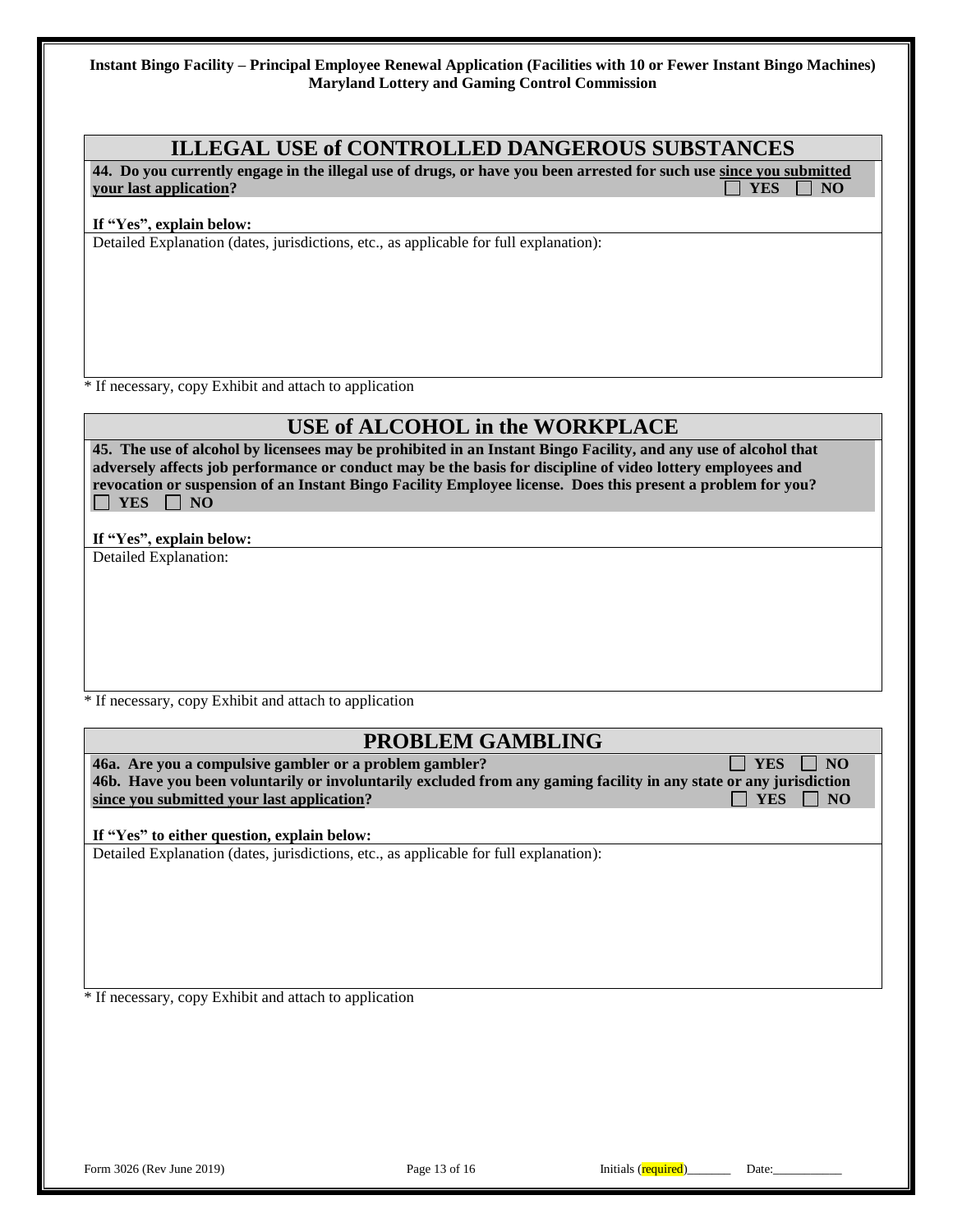## ILLEGAL USE of CONTROLLED DANGEROUS SUBSTANCES

**44. Do you currently engage in the illegal use of drugs, or have you been arrested for such use since you submitted your last application?** ☐ **YES** ☐ **NO**

**If "Yes", explain below:**

Detailed Explanation (dates, jurisdictions, etc., as applicable for full explanation):

* If necessary, copy Exhibit and attach to application

## USE of ALCOHOL in the WORKPLACE

**45. The use of alcohol by licensees may be prohibited in an Instant Bingo Facility, and any use of alcohol that adversely affects job performance or conduct may be the basis for discipline of video lottery employees and revocation or suspension of an Instant Bingo Facility Employee license. Does this present a problem for you?**
☐ **YES** ☐ **NO**

**If "Yes", explain below:**

Detailed Explanation:

* If necessary, copy Exhibit and attach to application

## PROBLEM GAMBLING

**46a. Are you a compulsive gambler or a problem gambler?** ☐ **YES** ☐ **NO**

**46b. Have you been voluntarily or involuntarily excluded from any gaming facility in any state or any jurisdiction since you submitted your last application?** ☐ **YES** ☐ **NO**

**If "Yes" to either question, explain below:**

Detailed Explanation (dates, jurisdictions, etc., as applicable for full explanation):

* If necessary, copy Exhibit and attach to application

Initials (required)_______ Date:___________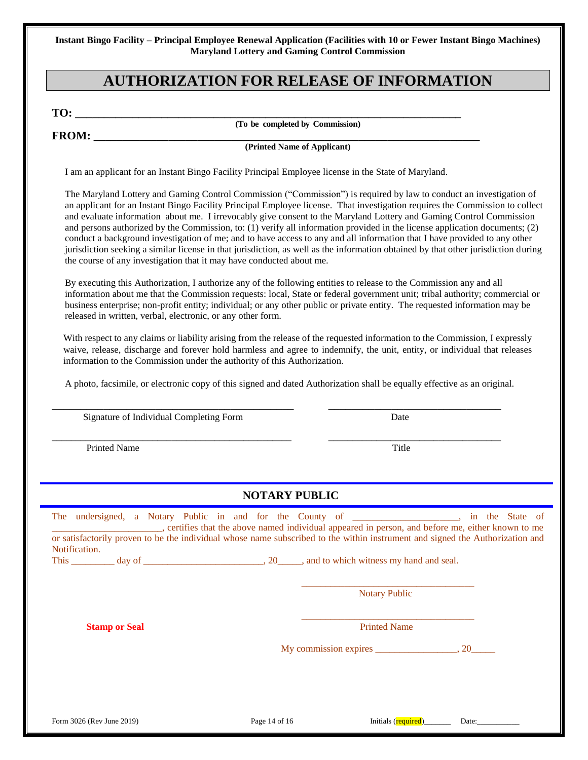**Instant Bingo Facility – Principal Employee Renewal Application (Facilities with 10 or Fewer Instant Bingo Machines)**
**Maryland Lottery and Gaming Control Commission**

# AUTHORIZATION FOR RELEASE OF INFORMATION

**TO:** ___________________________________________________________________

**(To be completed by Commission)**

**FROM:** _________________________________________________________________

**(Printed Name of Applicant)**

I am an applicant for an Instant Bingo Facility Principal Employee license in the State of Maryland.

The Maryland Lottery and Gaming Control Commission ("Commission") is required by law to conduct an investigation of an applicant for an Instant Bingo Facility Principal Employee license. That investigation requires the Commission to collect and evaluate information about me. I irrevocably give consent to the Maryland Lottery and Gaming Control Commission and persons authorized by the Commission, to: (1) verify all information provided in the license application documents; (2) conduct a background investigation of me; and to have access to any and all information that I have provided to any other jurisdiction seeking a similar license in that jurisdiction, as well as the information obtained by that other jurisdiction during the course of any investigation that it may have conducted about me.

By executing this Authorization, I authorize any of the following entities to release to the Commission any and all information about me that the Commission requests: local, State or federal government unit; tribal authority; commercial or business enterprise; non-profit entity; individual; or any other public or private entity. The requested information may be released in written, verbal, electronic, or any other form.

With respect to any claims or liability arising from the release of the requested information to the Commission, I expressly waive, release, discharge and forever hold harmless and agree to indemnify, the unit, entity, or individual that releases information to the Commission under the authority of this Authorization.

A photo, facsimile, or electronic copy of this signed and dated Authorization shall be equally effective as an original.

_______________________________________________ ________________________________

Signature of Individual Completing Form Date

_______________________________________________ ________________________________

Printed Name Title

## NOTARY PUBLIC

The undersigned, a Notary Public in and for the County of ________________________, in the State of ______________________, certifies that the above named individual appeared in person, and before me, either known to me or satisfactorily proven to be the individual whose name subscribed to the within instrument and signed the Authorization and Notification.

This _________ day of _________________________, 20_____, and to which witness my hand and seal.

________________________________

Notary Public

**Stamp or Seal**

________________________________

Printed Name

My commission expires _________________, 20_____

Initials (required)_______ Date:___________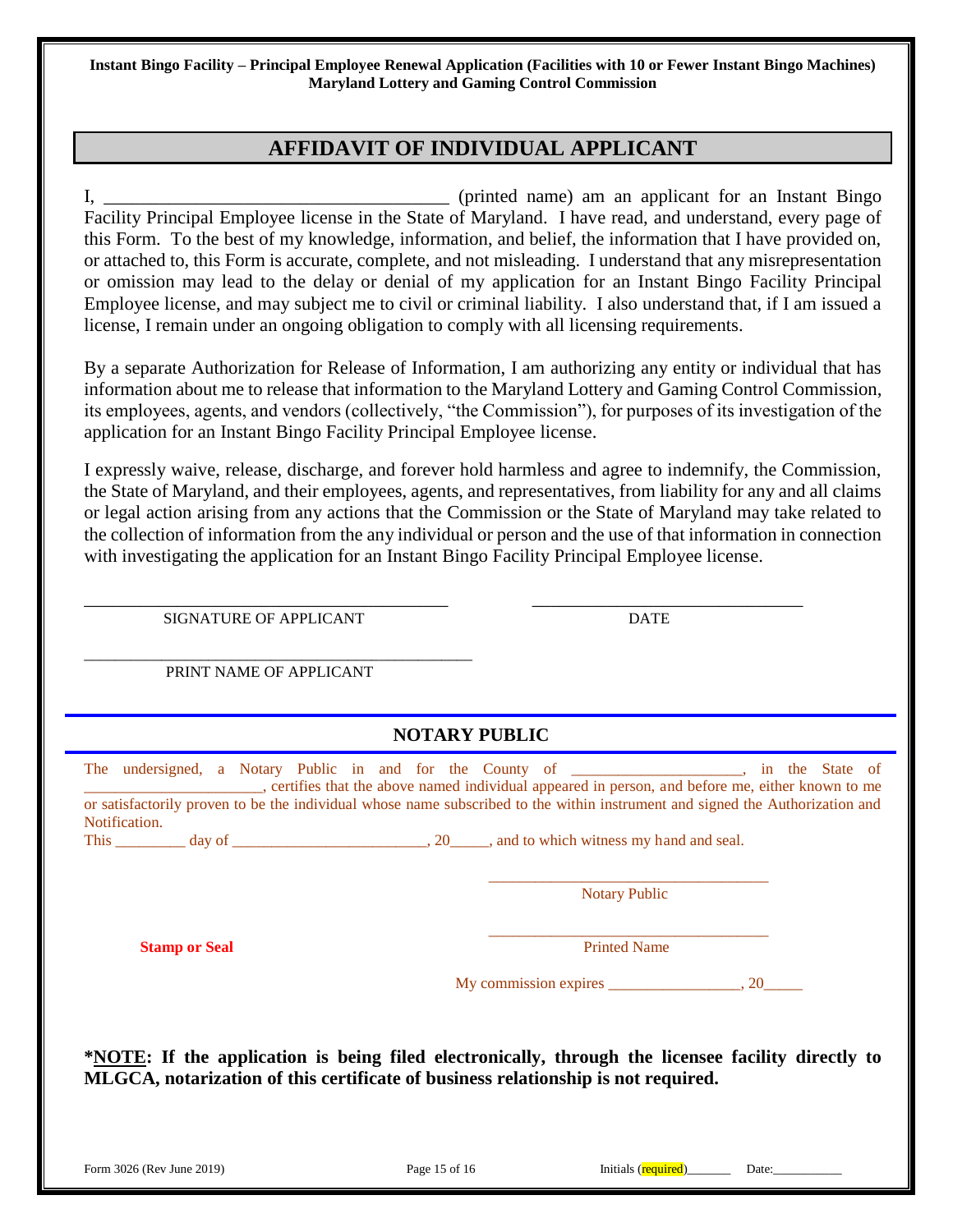## AFFIDAVIT OF INDIVIDUAL APPLICANT

I, _____________________________________ (printed name) am an applicant for an Instant Bingo Facility Principal Employee license in the State of Maryland. I have read, and understand, every page of this Form. To the best of my knowledge, information, and belief, the information that I have provided on, or attached to, this Form is accurate, complete, and not misleading. I understand that any misrepresentation or omission may lead to the delay or denial of my application for an Instant Bingo Facility Principal Employee license, and may subject me to civil or criminal liability. I also understand that, if I am issued a license, I remain under an ongoing obligation to comply with all licensing requirements.

By a separate Authorization for Release of Information, I am authorizing any entity or individual that has information about me to release that information to the Maryland Lottery and Gaming Control Commission, its employees, agents, and vendors (collectively, "the Commission"), for purposes of its investigation of the application for an Instant Bingo Facility Principal Employee license.

I expressly waive, release, discharge, and forever hold harmless and agree to indemnify, the Commission, the State of Maryland, and their employees, agents, and representatives, from liability for any and all claims or legal action arising from any actions that the Commission or the State of Maryland may take related to the collection of information from the any individual or person and the use of that information in connection with investigating the application for an Instant Bingo Facility Principal Employee license.

_________________________________________ SIGNATURE OF APPLICANT

_______________________________ DATE

_________________________________________ PRINT NAME OF APPLICANT

### NOTARY PUBLIC

The undersigned, a Notary Public in and for the County of ____________________, in the State of ______________________, certifies that the above named individual appeared in person, and before me, either known to me or satisfactorily proven to be the individual whose name subscribed to the within instrument and signed the Authorization and Notification.

This _________ day of _________________________, 20_____, and to which witness my hand and seal.

___________________________________ Notary Public

**Stamp or Seal**

___________________________________ Printed Name

My commission expires _________________, 20_____

**\*<u>NOTE</u>: If the application is being filed electronically, through the licensee facility directly to MLGCA, notarization of this certificate of business relationship is not required.**

Initials (required)_______ Date:___________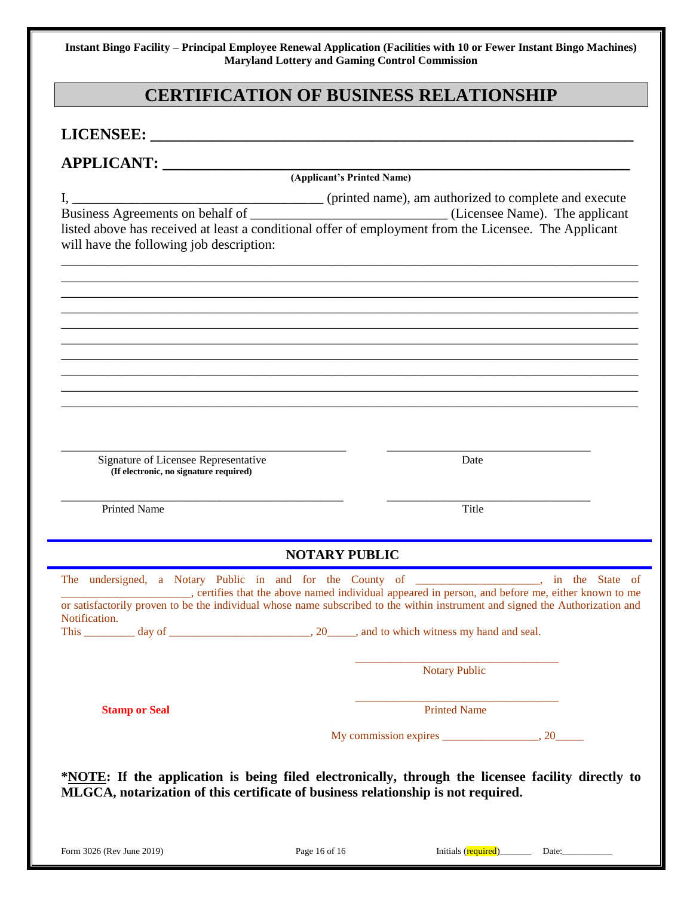**Instant Bingo Facility – Principal Employee Renewal Application (Facilities with 10 or Fewer Instant Bingo Machines)**
**Maryland Lottery and Gaming Control Commission**

# CERTIFICATION OF BUSINESS RELATIONSHIP

**LICENSEE: ______________________________________________________________**

**APPLICANT: ____________________________________________________________**
**(Applicant's Printed Name)**

I, ____________________________________ (printed name), am authorized to complete and execute Business Agreements on behalf of ____________________________ (Licensee Name). The applicant listed above has received at least a conditional offer of employment from the Licensee. The Applicant will have the following job description:

_______________________________________________________________________________
_______________________________________________________________________________
_______________________________________________________________________________
_______________________________________________________________________________
_______________________________________________________________________________
_______________________________________________________________________________
_______________________________________________________________________________
_______________________________________________________________________________
_______________________________________________________________________________
_______________________________________________________________________________

_____________________________________________ ________________________________
Signature of Licensee Representative
**(If electronic, no signature required)**
Date

_____________________________________________ ________________________________
Printed Name
Title

## NOTARY PUBLIC

The undersigned, a Notary Public in and for the County of ____________________, in the State of ______________________, certifies that the above named individual appeared in person, and before me, either known to me or satisfactorily proven to be the individual whose name subscribed to the within instrument and signed the Authorization and Notification.

This _________ day of ________________________, 20_____, and to which witness my hand and seal.

__________________________________
Notary Public

**Stamp or Seal**

__________________________________
Printed Name

My commission expires ________________, 20_____

***NOTE: If the application is being filed electronically, through the licensee facility directly to MLGCA, notarization of this certificate of business relationship is not required.**

Form 3026 (Rev June 2019) Initials (required)_______ Date:___________